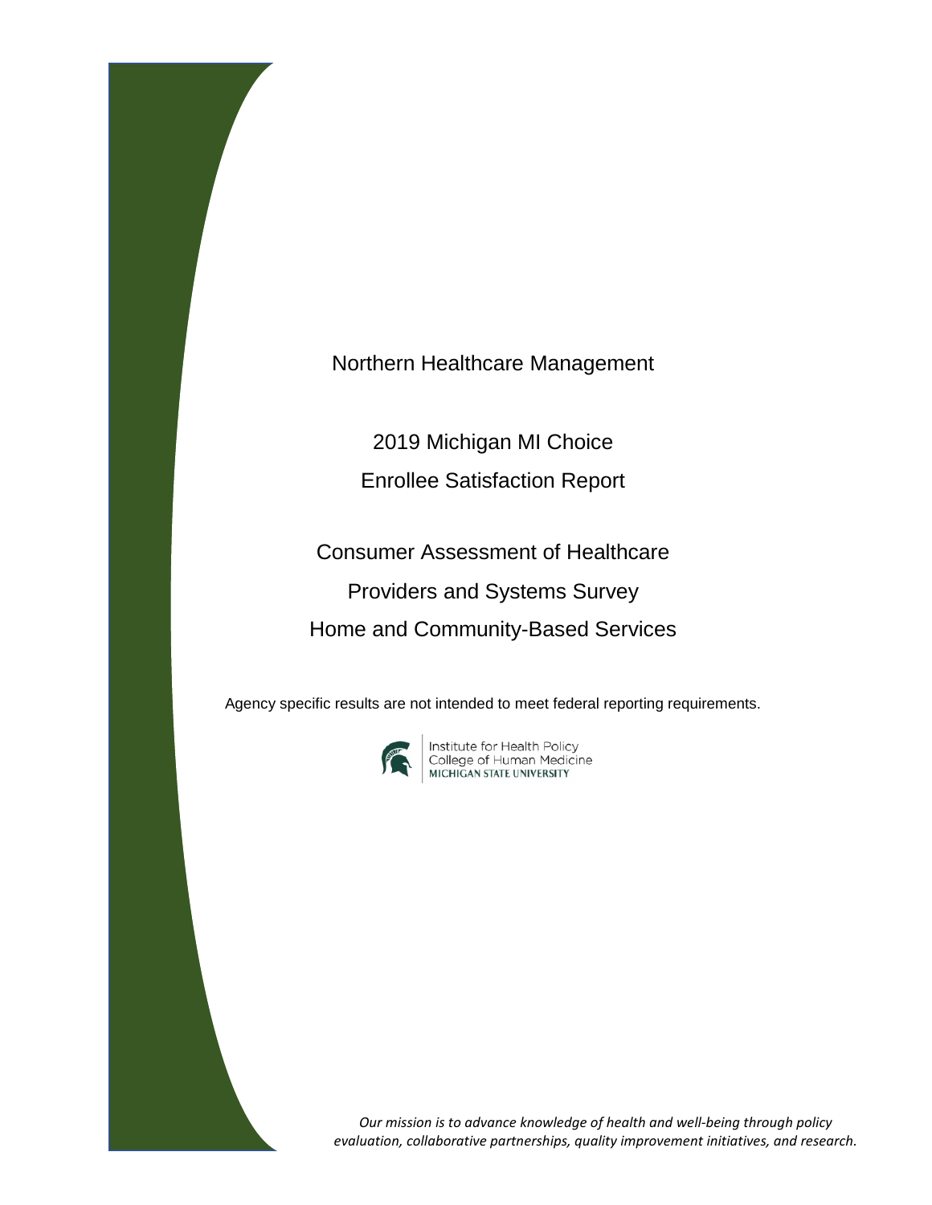# Northern Healthcare Management

## 2019 Michigan MI Choice Enrollee Satisfaction Report

## Consumer Assessment of Healthcare Providers and Systems Survey Home and Community-Based Services

Agency specific results are not intended to meet federal reporting requirements.

Institute for Health Policy
College of Human Medicine
MICHIGAN STATE UNIVERSITY

*Our mission is to advance knowledge of health and well-being through policy evaluation, collaborative partnerships, quality improvement initiatives, and research.*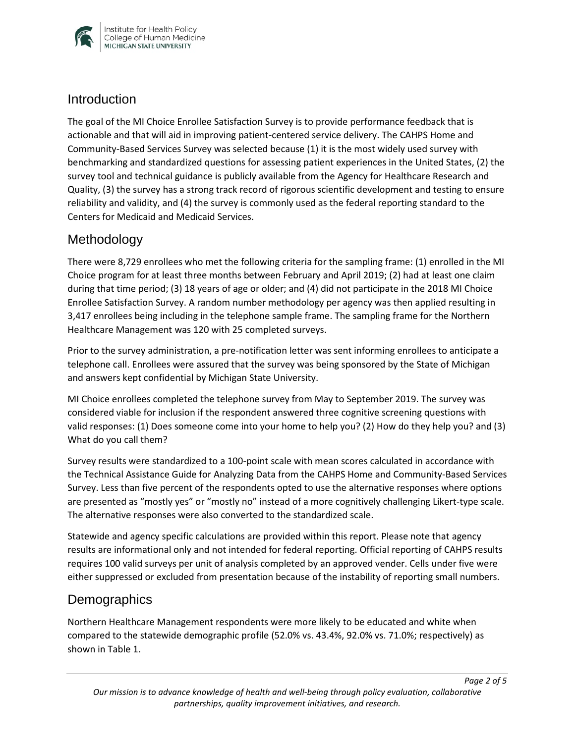## Introduction

The goal of the MI Choice Enrollee Satisfaction Survey is to provide performance feedback that is actionable and that will aid in improving patient-centered service delivery. The CAHPS Home and Community-Based Services Survey was selected because (1) it is the most widely used survey with benchmarking and standardized questions for assessing patient experiences in the United States, (2) the survey tool and technical guidance is publicly available from the Agency for Healthcare Research and Quality, (3) the survey has a strong track record of rigorous scientific development and testing to ensure reliability and validity, and (4) the survey is commonly used as the federal reporting standard to the Centers for Medicaid and Medicaid Services.

## Methodology

There were 8,729 enrollees who met the following criteria for the sampling frame: (1) enrolled in the MI Choice program for at least three months between February and April 2019; (2) had at least one claim during that time period; (3) 18 years of age or older; and (4) did not participate in the 2018 MI Choice Enrollee Satisfaction Survey. A random number methodology per agency was then applied resulting in 3,417 enrollees being including in the telephone sample frame. The sampling frame for the Northern Healthcare Management was 120 with 25 completed surveys.

Prior to the survey administration, a pre-notification letter was sent informing enrollees to anticipate a telephone call. Enrollees were assured that the survey was being sponsored by the State of Michigan and answers kept confidential by Michigan State University.

MI Choice enrollees completed the telephone survey from May to September 2019. The survey was considered viable for inclusion if the respondent answered three cognitive screening questions with valid responses: (1) Does someone come into your home to help you? (2) How do they help you? and (3) What do you call them?

Survey results were standardized to a 100-point scale with mean scores calculated in accordance with the Technical Assistance Guide for Analyzing Data from the CAHPS Home and Community-Based Services Survey. Less than five percent of the respondents opted to use the alternative responses where options are presented as "mostly yes" or "mostly no" instead of a more cognitively challenging Likert-type scale. The alternative responses were also converted to the standardized scale.

Statewide and agency specific calculations are provided within this report. Please note that agency results are informational only and not intended for federal reporting. Official reporting of CAHPS results requires 100 valid surveys per unit of analysis completed by an approved vender. Cells under five were either suppressed or excluded from presentation because of the instability of reporting small numbers.

## Demographics

Northern Healthcare Management respondents were more likely to be educated and white when compared to the statewide demographic profile (52.0% vs. 43.4%, 92.0% vs. 71.0%; respectively) as shown in Table 1.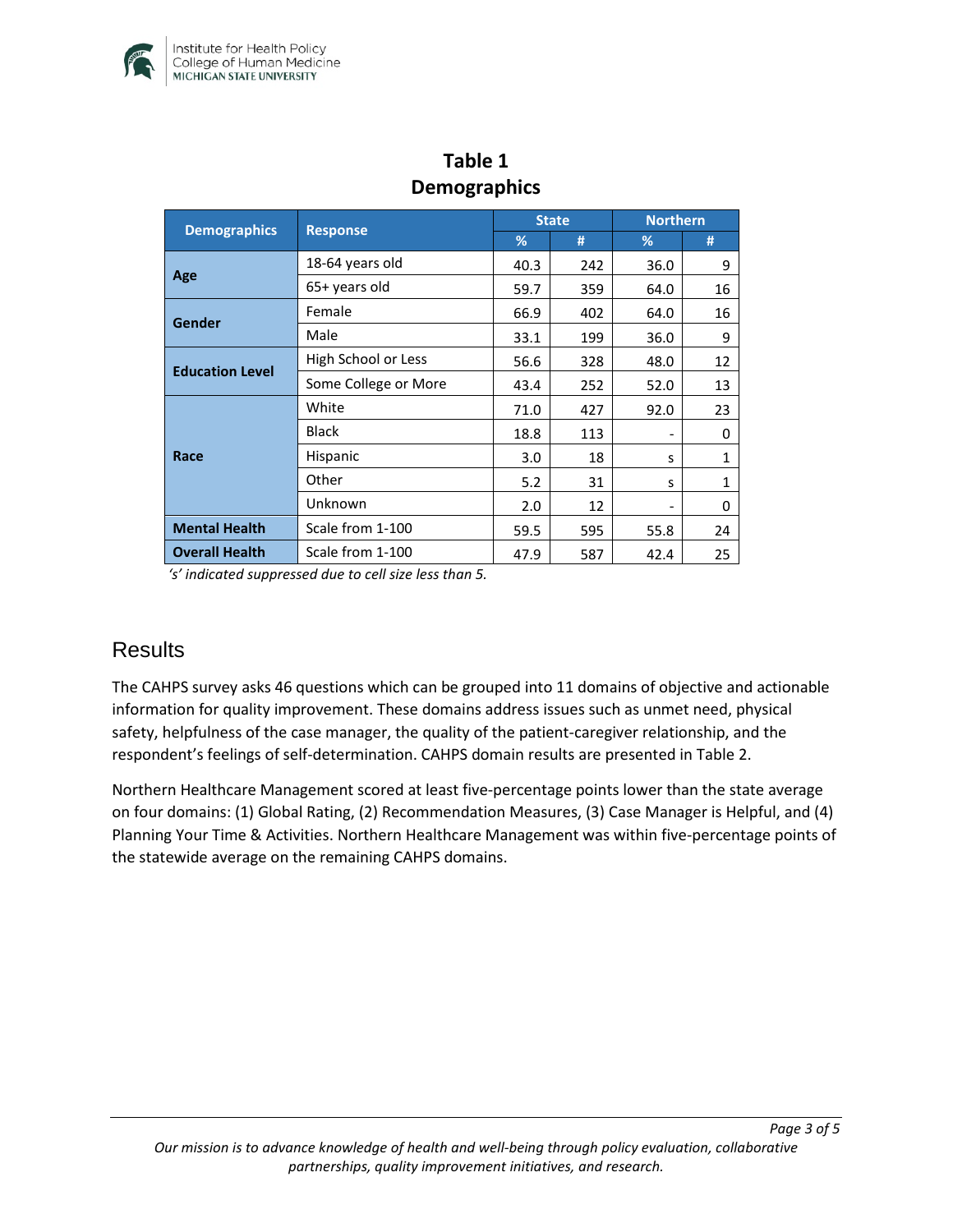## Table 1
## Demographics

| Demographics | Response | State | | Northern | |
|---|---|---|---|---|---|
| | | % | # | % | # |
| **Age** | 18-64 years old | 40.3 | 242 | 36.0 | 9 |
| | 65+ years old | 59.7 | 359 | 64.0 | 16 |
| **Gender** | Female | 66.9 | 402 | 64.0 | 16 |
| | Male | 33.1 | 199 | 36.0 | 9 |
| **Education Level** | High School or Less | 56.6 | 328 | 48.0 | 12 |
| | Some College or More | 43.4 | 252 | 52.0 | 13 |
| **Race** | White | 71.0 | 427 | 92.0 | 23 |
| | Black | 18.8 | 113 | - | 0 |
| | Hispanic | 3.0 | 18 | s | 1 |
| | Other | 5.2 | 31 | s | 1 |
| | Unknown | 2.0 | 12 | - | 0 |
| **Mental Health** | Scale from 1-100 | 59.5 | 595 | 55.8 | 24 |
| **Overall Health** | Scale from 1-100 | 47.9 | 587 | 42.4 | 25 |

*'s' indicated suppressed due to cell size less than 5.*

# Results

The CAHPS survey asks 46 questions which can be grouped into 11 domains of objective and actionable information for quality improvement. These domains address issues such as unmet need, physical safety, helpfulness of the case manager, the quality of the patient-caregiver relationship, and the respondent's feelings of self-determination. CAHPS domain results are presented in Table 2.

Northern Healthcare Management scored at least five-percentage points lower than the state average on four domains: (1) Global Rating, (2) Recommendation Measures, (3) Case Manager is Helpful, and (4) Planning Your Time & Activities. Northern Healthcare Management was within five-percentage points of the statewide average on the remaining CAHPS domains.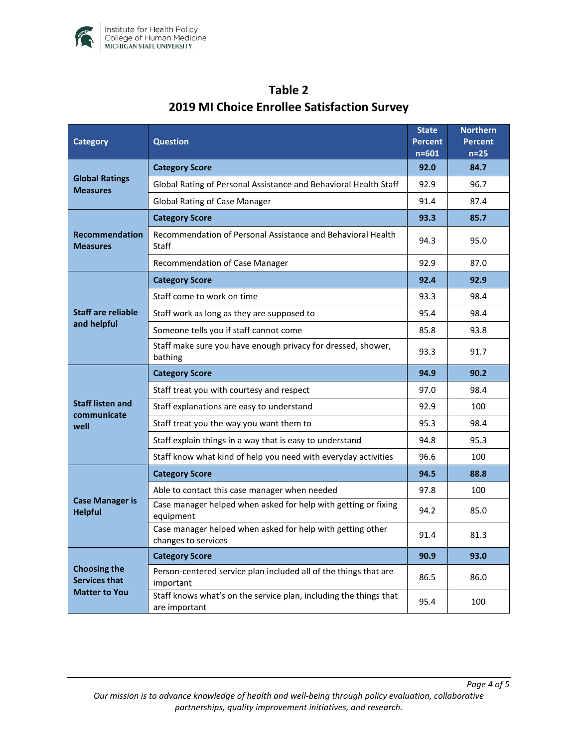## Table 2

## 2019 MI Choice Enrollee Satisfaction Survey

| Category | Question | State Percent n=601 | Northern Percent n=25 |
|---|---|---|---|
| **Global Ratings Measures** | **Category Score** | **92.0** | **84.7** |
| | Global Rating of Personal Assistance and Behavioral Health Staff | 92.9 | 96.7 |
| | Global Rating of Case Manager | 91.4 | 87.4 |
| **Recommendation Measures** | **Category Score** | **93.3** | **85.7** |
| | Recommendation of Personal Assistance and Behavioral Health Staff | 94.3 | 95.0 |
| | Recommendation of Case Manager | 92.9 | 87.0 |
| **Staff are reliable and helpful** | **Category Score** | **92.4** | **92.9** |
| | Staff come to work on time | 93.3 | 98.4 |
| | Staff work as long as they are supposed to | 95.4 | 98.4 |
| | Someone tells you if staff cannot come | 85.8 | 93.8 |
| | Staff make sure you have enough privacy for dressed, shower, bathing | 93.3 | 91.7 |
| **Staff listen and communicate well** | **Category Score** | **94.9** | **90.2** |
| | Staff treat you with courtesy and respect | 97.0 | 98.4 |
| | Staff explanations are easy to understand | 92.9 | 100 |
| | Staff treat you the way you want them to | 95.3 | 98.4 |
| | Staff explain things in a way that is easy to understand | 94.8 | 95.3 |
| | Staff know what kind of help you need with everyday activities | 96.6 | 100 |
| **Case Manager is Helpful** | **Category Score** | **94.5** | **88.8** |
| | Able to contact this case manager when needed | 97.8 | 100 |
| | Case manager helped when asked for help with getting or fixing equipment | 94.2 | 85.0 |
| | Case manager helped when asked for help with getting other changes to services | 91.4 | 81.3 |
| **Choosing the Services that Matter to You** | **Category Score** | **90.9** | **93.0** |
| | Person-centered service plan included all of the things that are important | 86.5 | 86.0 |
| | Staff knows what's on the service plan, including the things that are important | 95.4 | 100 |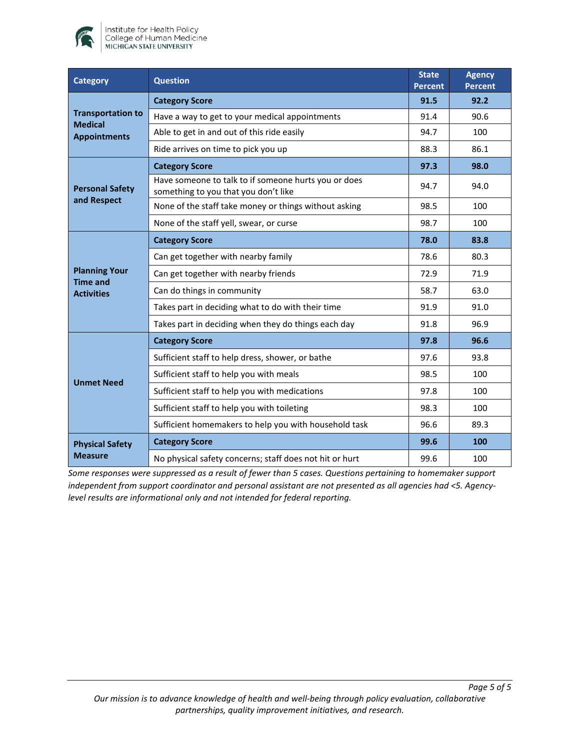| Category | Question | State Percent | Agency Percent |
|---|---|---|---|
| **Transportation to Medical Appointments** | **Category Score** | **91.5** | **92.2** |
| | Have a way to get to your medical appointments | 91.4 | 90.6 |
| | Able to get in and out of this ride easily | 94.7 | 100 |
| | Ride arrives on time to pick you up | 88.3 | 86.1 |
| **Personal Safety and Respect** | **Category Score** | **97.3** | **98.0** |
| | Have someone to talk to if someone hurts you or does something to you that you don't like | 94.7 | 94.0 |
| | None of the staff take money or things without asking | 98.5 | 100 |
| | None of the staff yell, swear, or curse | 98.7 | 100 |
| **Planning Your Time and Activities** | **Category Score** | **78.0** | **83.8** |
| | Can get together with nearby family | 78.6 | 80.3 |
| | Can get together with nearby friends | 72.9 | 71.9 |
| | Can do things in community | 58.7 | 63.0 |
| | Takes part in deciding what to do with their time | 91.9 | 91.0 |
| | Takes part in deciding when they do things each day | 91.8 | 96.9 |
| **Unmet Need** | **Category Score** | **97.8** | **96.6** |
| | Sufficient staff to help dress, shower, or bathe | 97.6 | 93.8 |
| | Sufficient staff to help you with meals | 98.5 | 100 |
| | Sufficient staff to help you with medications | 97.8 | 100 |
| | Sufficient staff to help you with toileting | 98.3 | 100 |
| | Sufficient homemakers to help you with household task | 96.6 | 89.3 |
| **Physical Safety Measure** | **Category Score** | **99.6** | **100** |
| | No physical safety concerns; staff does not hit or hurt | 99.6 | 100 |

*Some responses were suppressed as a result of fewer than 5 cases. Questions pertaining to homemaker support independent from support coordinator and personal assistant are not presented as all agencies had <5. Agency-level results are informational only and not intended for federal reporting.*